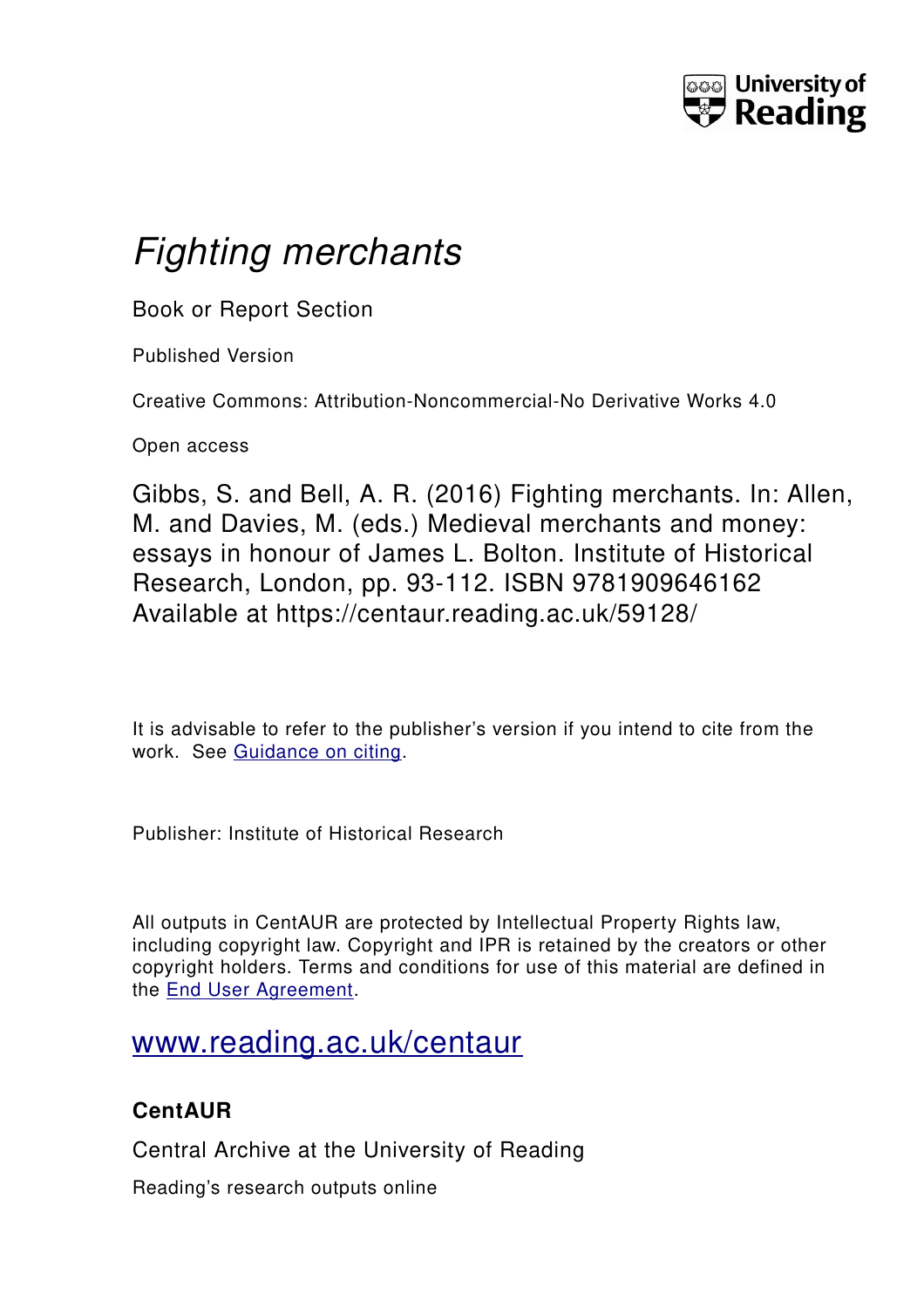University of Reading

# *Fighting merchants*

Book or Report Section

Published Version

Creative Commons: Attribution-Noncommercial-No Derivative Works 4.0

Open access

Gibbs, S. and Bell, A. R. (2016) Fighting merchants. In: Allen, M. and Davies, M. (eds.) Medieval merchants and money: essays in honour of James L. Bolton. Institute of Historical Research, London, pp. 93-112. ISBN 9781909646162 Available at https://centaur.reading.ac.uk/59128/

It is advisable to refer to the publisher's version if you intend to cite from the work. See [Guidance on citing](http://centaur.reading.ac.uk/71187/10/CentAUR%20citing%20guide.pdf).

Publisher: Institute of Historical Research

All outputs in CentAUR are protected by Intellectual Property Rights law, including copyright law. Copyright and IPR is retained by the creators or other copyright holders. Terms and conditions for use of this material are defined in the [End User Agreement](http://centaur.reading.ac.uk/licence).

[www.reading.ac.uk/centaur](http://www.reading.ac.uk/centaur)

**CentAUR**

Central Archive at the University of Reading

Reading's research outputs online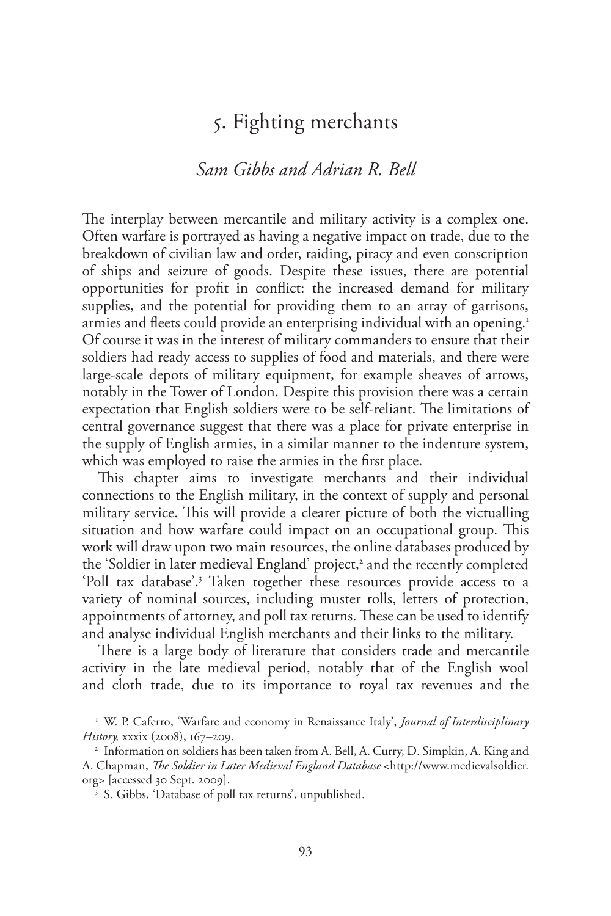# 5. Fighting merchants

*Sam Gibbs and Adrian R. Bell*

The interplay between mercantile and military activity is a complex one. Often warfare is portrayed as having a negative impact on trade, due to the breakdown of civilian law and order, raiding, piracy and even conscription of ships and seizure of goods. Despite these issues, there are potential opportunities for profit in conflict: the increased demand for military supplies, and the potential for providing them to an array of garrisons, armies and fleets could provide an enterprising individual with an opening.[1] Of course it was in the interest of military commanders to ensure that their soldiers had ready access to supplies of food and materials, and there were large-scale depots of military equipment, for example sheaves of arrows, notably in the Tower of London. Despite this provision there was a certain expectation that English soldiers were to be self-reliant. The limitations of central governance suggest that there was a place for private enterprise in the supply of English armies, in a similar manner to the indenture system, which was employed to raise the armies in the first place.

This chapter aims to investigate merchants and their individual connections to the English military, in the context of supply and personal military service. This will provide a clearer picture of both the victualling situation and how warfare could impact on an occupational group. This work will draw upon two main resources, the online databases produced by the 'Soldier in later medieval England' project,[2] and the recently completed 'Poll tax database'.[3] Taken together these resources provide access to a variety of nominal sources, including muster rolls, letters of protection, appointments of attorney, and poll tax returns. These can be used to identify and analyse individual English merchants and their links to the military.

There is a large body of literature that considers trade and mercantile activity in the late medieval period, notably that of the English wool and cloth trade, due to its importance to royal tax revenues and the

[1] W. P. Caferro, 'Warfare and economy in Renaissance Italy', *Journal of Interdisciplinary History,* xxxix (2008), 167–209.

[2] Information on soldiers has been taken from A. Bell, A. Curry, D. Simpkin, A. King and A. Chapman, *The Soldier in Later Medieval England Database* <http://www.medievalsoldier.org> [accessed 30 Sept. 2009].

[3] S. Gibbs, 'Database of poll tax returns', unpublished.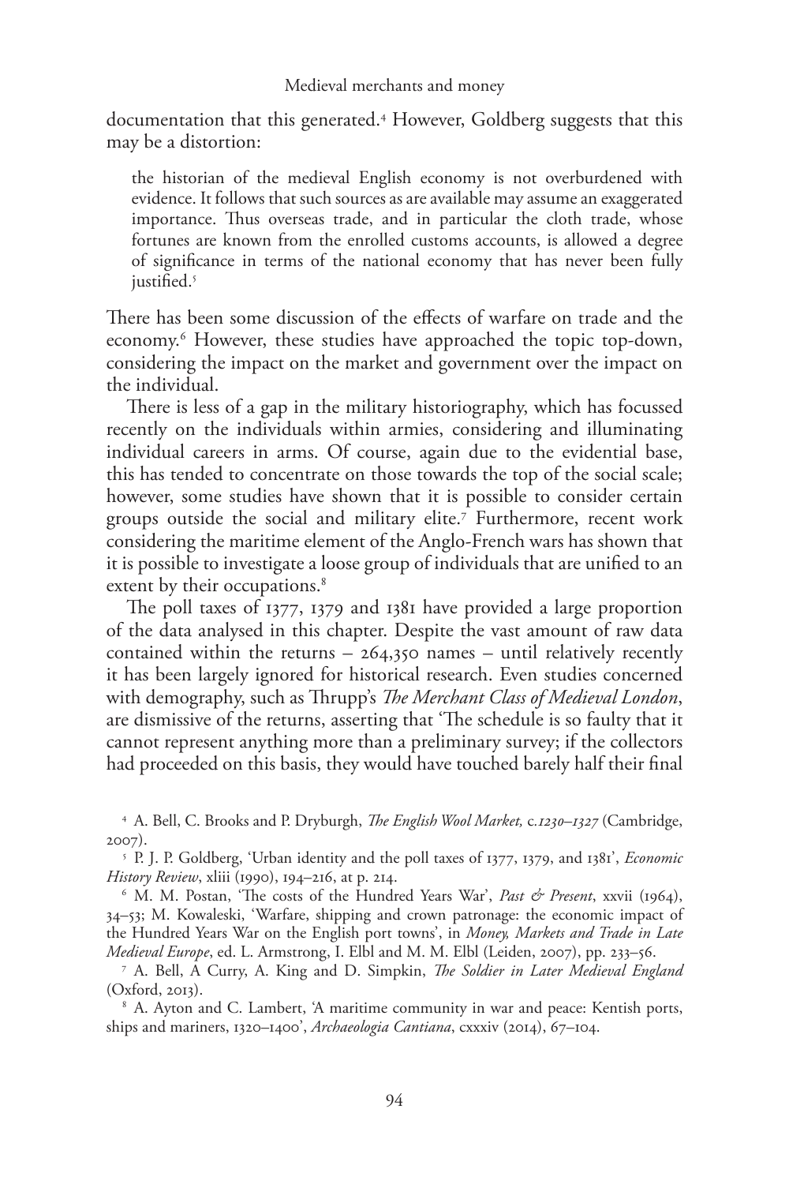documentation that this generated.[4] However, Goldberg suggests that this may be a distortion:

> the historian of the medieval English economy is not overburdened with evidence. It follows that such sources as are available may assume an exaggerated importance. Thus overseas trade, and in particular the cloth trade, whose fortunes are known from the enrolled customs accounts, is allowed a degree of significance in terms of the national economy that has never been fully justified.[5]

There has been some discussion of the effects of warfare on trade and the economy.[6] However, these studies have approached the topic top-down, considering the impact on the market and government over the impact on the individual.

There is less of a gap in the military historiography, which has focussed recently on the individuals within armies, considering and illuminating individual careers in arms. Of course, again due to the evidential base, this has tended to concentrate on those towards the top of the social scale; however, some studies have shown that it is possible to consider certain groups outside the social and military elite.[7] Furthermore, recent work considering the maritime element of the Anglo-French wars has shown that it is possible to investigate a loose group of individuals that are unified to an extent by their occupations.[8]

The poll taxes of 1377, 1379 and 1381 have provided a large proportion of the data analysed in this chapter. Despite the vast amount of raw data contained within the returns – 264,350 names – until relatively recently it has been largely ignored for historical research. Even studies concerned with demography, such as Thrupp's *The Merchant Class of Medieval London*, are dismissive of the returns, asserting that 'The schedule is so faulty that it cannot represent anything more than a preliminary survey; if the collectors had proceeded on this basis, they would have touched barely half their final

[4] A. Bell, C. Brooks and P. Dryburgh, *The English Wool Market,* c.*1230–1327* (Cambridge, 2007).

[5] P. J. P. Goldberg, 'Urban identity and the poll taxes of 1377, 1379, and 1381', *Economic History Review*, xliii (1990), 194–216, at p. 214.

[6] M. M. Postan, 'The costs of the Hundred Years War', *Past & Present*, xxvii (1964), 34–53; M. Kowaleski, 'Warfare, shipping and crown patronage: the economic impact of the Hundred Years War on the English port towns', in *Money, Markets and Trade in Late Medieval Europe*, ed. L. Armstrong, I. Elbl and M. M. Elbl (Leiden, 2007), pp. 233–56.

[7] A. Bell, A Curry, A. King and D. Simpkin, *The Soldier in Later Medieval England* (Oxford, 2013).

[8] A. Ayton and C. Lambert, 'A maritime community in war and peace: Kentish ports, ships and mariners, 1320–1400', *Archaeologia Cantiana*, cxxxiv (2014), 67–104.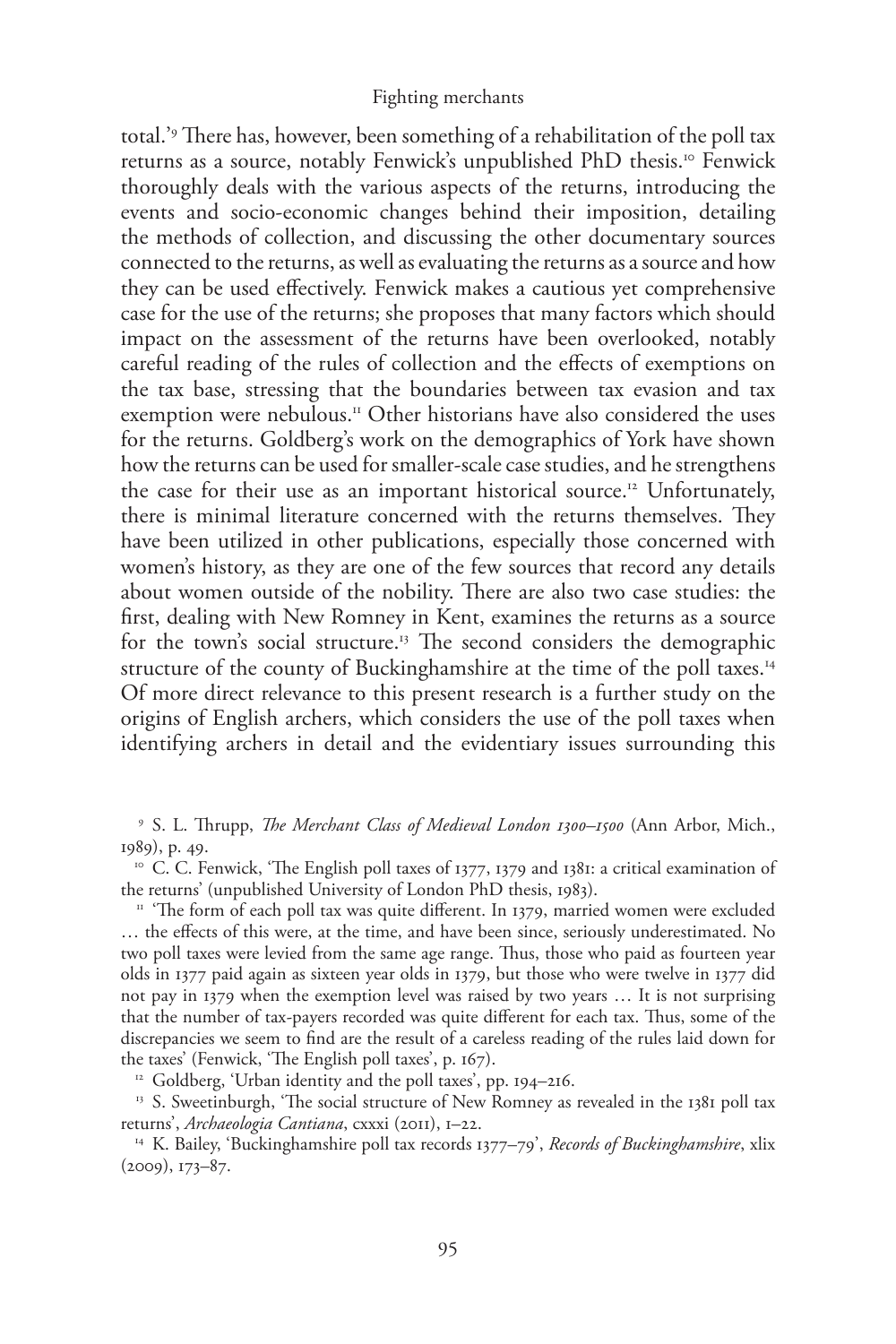total.'[9] There has, however, been something of a rehabilitation of the poll tax returns as a source, notably Fenwick's unpublished PhD thesis.[10] Fenwick thoroughly deals with the various aspects of the returns, introducing the events and socio-economic changes behind their imposition, detailing the methods of collection, and discussing the other documentary sources connected to the returns, as well as evaluating the returns as a source and how they can be used effectively. Fenwick makes a cautious yet comprehensive case for the use of the returns; she proposes that many factors which should impact on the assessment of the returns have been overlooked, notably careful reading of the rules of collection and the effects of exemptions on the tax base, stressing that the boundaries between tax evasion and tax exemption were nebulous.[11] Other historians have also considered the uses for the returns. Goldberg's work on the demographics of York have shown how the returns can be used for smaller-scale case studies, and he strengthens the case for their use as an important historical source.[12] Unfortunately, there is minimal literature concerned with the returns themselves. They have been utilized in other publications, especially those concerned with women's history, as they are one of the few sources that record any details about women outside of the nobility. There are also two case studies: the first, dealing with New Romney in Kent, examines the returns as a source for the town's social structure.[13] The second considers the demographic structure of the county of Buckinghamshire at the time of the poll taxes.[14] Of more direct relevance to this present research is a further study on the origins of English archers, which considers the use of the poll taxes when identifying archers in detail and the evidentiary issues surrounding this

[9] S. L. Thrupp, *The Merchant Class of Medieval London 1300–1500* (Ann Arbor, Mich., 1989), p. 49.

[10] C. C. Fenwick, 'The English poll taxes of 1377, 1379 and 1381: a critical examination of the returns' (unpublished University of London PhD thesis, 1983).

[11] 'The form of each poll tax was quite different. In 1379, married women were excluded … the effects of this were, at the time, and have been since, seriously underestimated. No two poll taxes were levied from the same age range. Thus, those who paid as fourteen year olds in 1377 paid again as sixteen year olds in 1379, but those who were twelve in 1377 did not pay in 1379 when the exemption level was raised by two years … It is not surprising that the number of tax-payers recorded was quite different for each tax. Thus, some of the discrepancies we seem to find are the result of a careless reading of the rules laid down for the taxes' (Fenwick, 'The English poll taxes', p. 167).

[12] Goldberg, 'Urban identity and the poll taxes', pp. 194–216.

[13] S. Sweetinburgh, 'The social structure of New Romney as revealed in the 1381 poll tax returns', *Archaeologia Cantiana*, cxxxi (2011), 1–22.

[14] K. Bailey, 'Buckinghamshire poll tax records 1377–79', *Records of Buckinghamshire*, xlix (2009), 173–87.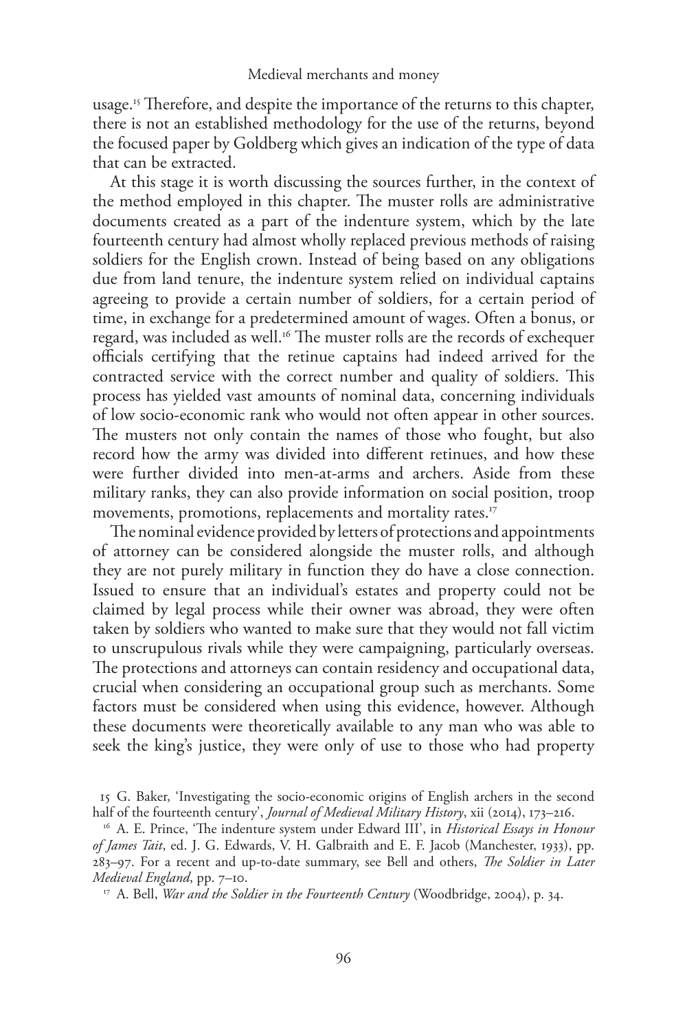usage.[15] Therefore, and despite the importance of the returns to this chapter, there is not an established methodology for the use of the returns, beyond the focused paper by Goldberg which gives an indication of the type of data that can be extracted.

At this stage it is worth discussing the sources further, in the context of the method employed in this chapter. The muster rolls are administrative documents created as a part of the indenture system, which by the late fourteenth century had almost wholly replaced previous methods of raising soldiers for the English crown. Instead of being based on any obligations due from land tenure, the indenture system relied on individual captains agreeing to provide a certain number of soldiers, for a certain period of time, in exchange for a predetermined amount of wages. Often a bonus, or regard, was included as well.[16] The muster rolls are the records of exchequer officials certifying that the retinue captains had indeed arrived for the contracted service with the correct number and quality of soldiers. This process has yielded vast amounts of nominal data, concerning individuals of low socio-economic rank who would not often appear in other sources. The musters not only contain the names of those who fought, but also record how the army was divided into different retinues, and how these were further divided into men-at-arms and archers. Aside from these military ranks, they can also provide information on social position, troop movements, promotions, replacements and mortality rates.[17]

The nominal evidence provided by letters of protections and appointments of attorney can be considered alongside the muster rolls, and although they are not purely military in function they do have a close connection. Issued to ensure that an individual's estates and property could not be claimed by legal process while their owner was abroad, they were often taken by soldiers who wanted to make sure that they would not fall victim to unscrupulous rivals while they were campaigning, particularly overseas. The protections and attorneys can contain residency and occupational data, crucial when considering an occupational group such as merchants. Some factors must be considered when using this evidence, however. Although these documents were theoretically available to any man who was able to seek the king's justice, they were only of use to those who had property

15 G. Baker, 'Investigating the socio-economic origins of English archers in the second half of the fourteenth century', *Journal of Medieval Military History*, xii (2014), 173–216.

16 A. E. Prince, 'The indenture system under Edward III', in *Historical Essays in Honour of James Tait*, ed. J. G. Edwards, V. H. Galbraith and E. F. Jacob (Manchester, 1933), pp. 283–97. For a recent and up-to-date summary, see Bell and others, *The Soldier in Later Medieval England*, pp. 7–10.

17 A. Bell, *War and the Soldier in the Fourteenth Century* (Woodbridge, 2004), p. 34.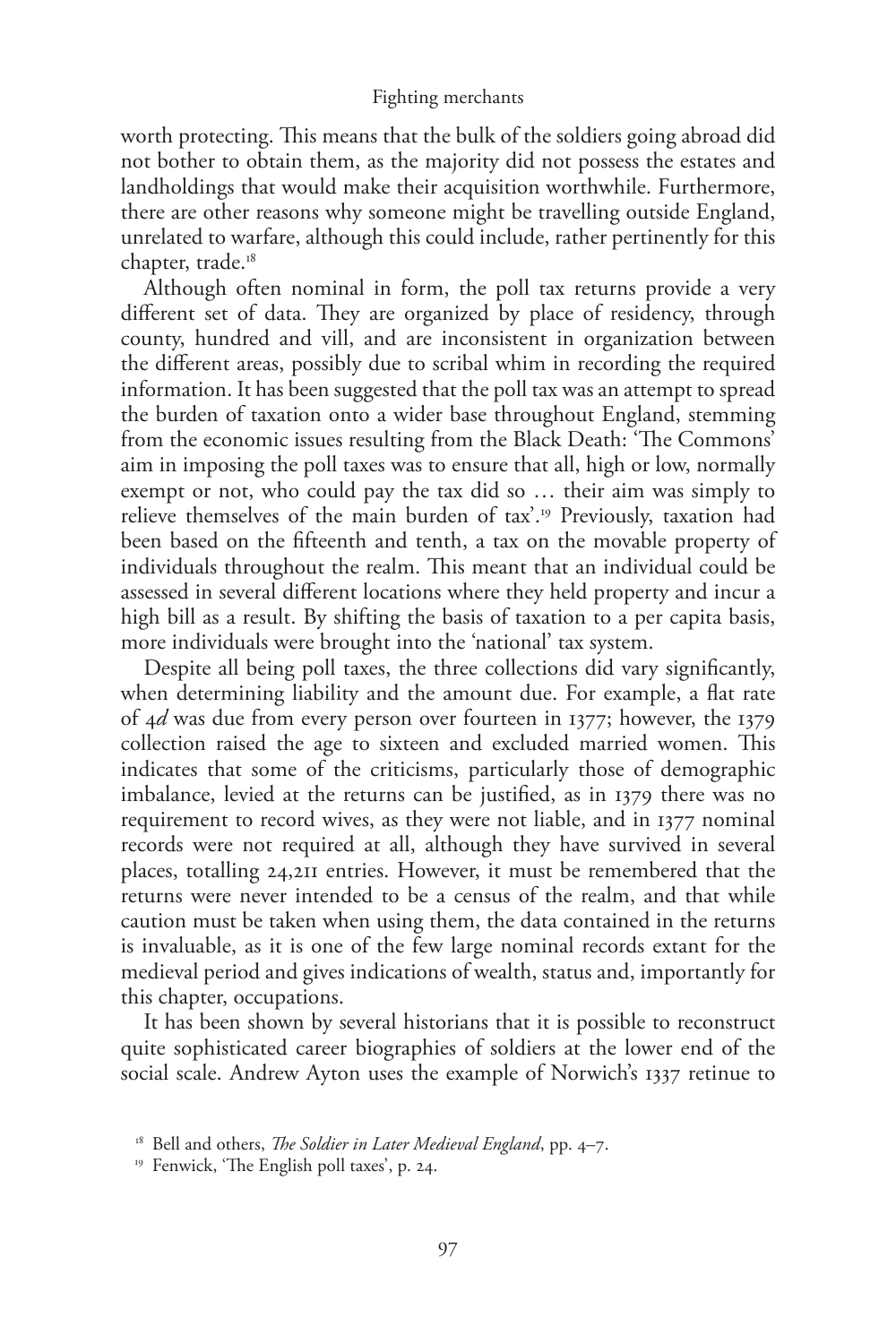worth protecting. This means that the bulk of the soldiers going abroad did not bother to obtain them, as the majority did not possess the estates and landholdings that would make their acquisition worthwhile. Furthermore, there are other reasons why someone might be travelling outside England, unrelated to warfare, although this could include, rather pertinently for this chapter, trade.[18]

Although often nominal in form, the poll tax returns provide a very different set of data. They are organized by place of residency, through county, hundred and vill, and are inconsistent in organization between the different areas, possibly due to scribal whim in recording the required information. It has been suggested that the poll tax was an attempt to spread the burden of taxation onto a wider base throughout England, stemming from the economic issues resulting from the Black Death: 'The Commons' aim in imposing the poll taxes was to ensure that all, high or low, normally exempt or not, who could pay the tax did so … their aim was simply to relieve themselves of the main burden of tax'.[19] Previously, taxation had been based on the fifteenth and tenth, a tax on the movable property of individuals throughout the realm. This meant that an individual could be assessed in several different locations where they held property and incur a high bill as a result. By shifting the basis of taxation to a per capita basis, more individuals were brought into the 'national' tax system.

Despite all being poll taxes, the three collections did vary significantly, when determining liability and the amount due. For example, a flat rate of 4*d* was due from every person over fourteen in 1377; however, the 1379 collection raised the age to sixteen and excluded married women. This indicates that some of the criticisms, particularly those of demographic imbalance, levied at the returns can be justified, as in 1379 there was no requirement to record wives, as they were not liable, and in 1377 nominal records were not required at all, although they have survived in several places, totalling 24,211 entries. However, it must be remembered that the returns were never intended to be a census of the realm, and that while caution must be taken when using them, the data contained in the returns is invaluable, as it is one of the few large nominal records extant for the medieval period and gives indications of wealth, status and, importantly for this chapter, occupations.

It has been shown by several historians that it is possible to reconstruct quite sophisticated career biographies of soldiers at the lower end of the social scale. Andrew Ayton uses the example of Norwich's 1337 retinue to

[18] Bell and others, *The Soldier in Later Medieval England*, pp. 4–7.

[19] Fenwick, 'The English poll taxes', p. 24.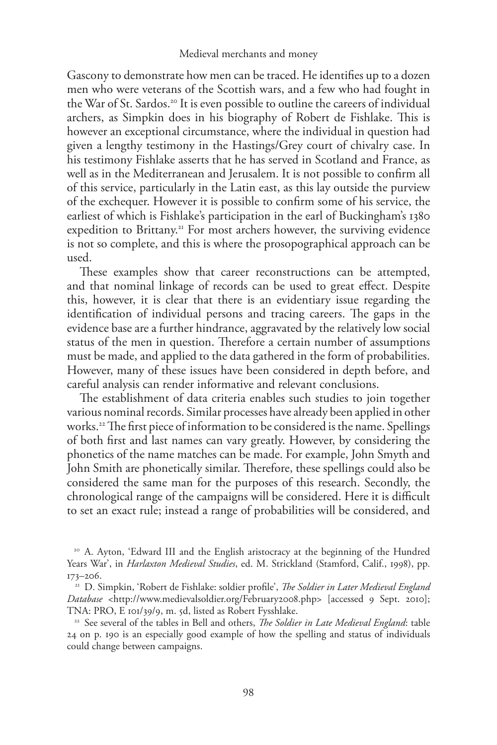Gascony to demonstrate how men can be traced. He identifies up to a dozen men who were veterans of the Scottish wars, and a few who had fought in the War of St. Sardos.[20] It is even possible to outline the careers of individual archers, as Simpkin does in his biography of Robert de Fishlake. This is however an exceptional circumstance, where the individual in question had given a lengthy testimony in the Hastings/Grey court of chivalry case. In his testimony Fishlake asserts that he has served in Scotland and France, as well as in the Mediterranean and Jerusalem. It is not possible to confirm all of this service, particularly in the Latin east, as this lay outside the purview of the exchequer. However it is possible to confirm some of his service, the earliest of which is Fishlake's participation in the earl of Buckingham's 1380 expedition to Brittany.[21] For most archers however, the surviving evidence is not so complete, and this is where the prosopographical approach can be used.

These examples show that career reconstructions can be attempted, and that nominal linkage of records can be used to great effect. Despite this, however, it is clear that there is an evidentiary issue regarding the identification of individual persons and tracing careers. The gaps in the evidence base are a further hindrance, aggravated by the relatively low social status of the men in question. Therefore a certain number of assumptions must be made, and applied to the data gathered in the form of probabilities. However, many of these issues have been considered in depth before, and careful analysis can render informative and relevant conclusions.

The establishment of data criteria enables such studies to join together various nominal records. Similar processes have already been applied in other works.[22] The first piece of information to be considered is the name. Spellings of both first and last names can vary greatly. However, by considering the phonetics of the name matches can be made. For example, John Smyth and John Smith are phonetically similar. Therefore, these spellings could also be considered the same man for the purposes of this research. Secondly, the chronological range of the campaigns will be considered. Here it is difficult to set an exact rule; instead a range of probabilities will be considered, and

[20] A. Ayton, 'Edward III and the English aristocracy at the beginning of the Hundred Years War', in *Harlaxton Medieval Studies*, ed. M. Strickland (Stamford, Calif., 1998), pp. 173–206.

[21] D. Simpkin, 'Robert de Fishlake: soldier profile', *The Soldier in Later Medieval England Database* <http://www.medievalsoldier.org/February2008.php> [accessed 9 Sept. 2010]; TNA: PRO, E 101/39/9, m. 5d, listed as Robert Fysshlake.

[22] See several of the tables in Bell and others, *The Soldier in Late Medieval England*: table 24 on p. 190 is an especially good example of how the spelling and status of individuals could change between campaigns.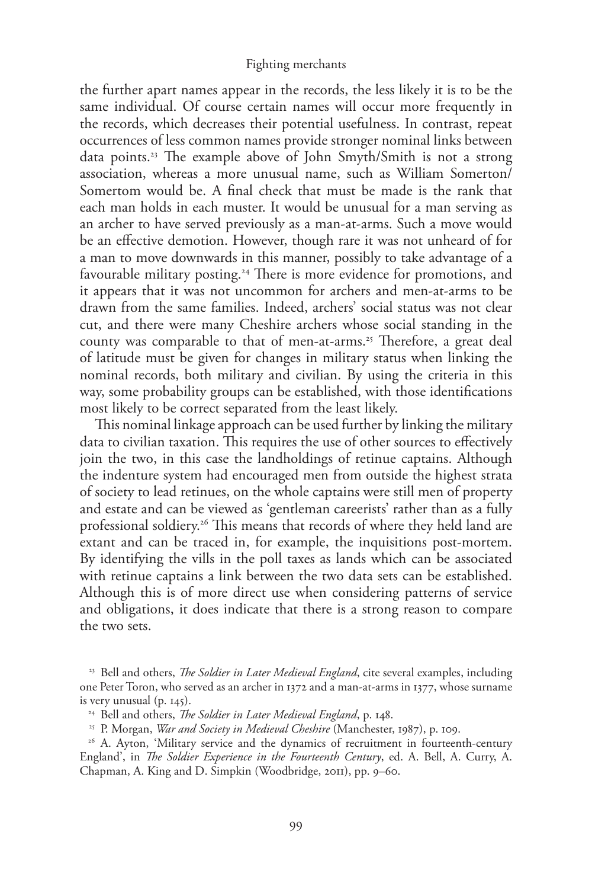the further apart names appear in the records, the less likely it is to be the same individual. Of course certain names will occur more frequently in the records, which decreases their potential usefulness. In contrast, repeat occurrences of less common names provide stronger nominal links between data points.[23] The example above of John Smyth/Smith is not a strong association, whereas a more unusual name, such as William Somerton/Somertom would be. A final check that must be made is the rank that each man holds in each muster. It would be unusual for a man serving as an archer to have served previously as a man-at-arms. Such a move would be an effective demotion. However, though rare it was not unheard of for a man to move downwards in this manner, possibly to take advantage of a favourable military posting.[24] There is more evidence for promotions, and it appears that it was not uncommon for archers and men-at-arms to be drawn from the same families. Indeed, archers' social status was not clear cut, and there were many Cheshire archers whose social standing in the county was comparable to that of men-at-arms.[25] Therefore, a great deal of latitude must be given for changes in military status when linking the nominal records, both military and civilian. By using the criteria in this way, some probability groups can be established, with those identifications most likely to be correct separated from the least likely.

This nominal linkage approach can be used further by linking the military data to civilian taxation. This requires the use of other sources to effectively join the two, in this case the landholdings of retinue captains. Although the indenture system had encouraged men from outside the highest strata of society to lead retinues, on the whole captains were still men of property and estate and can be viewed as 'gentleman careerists' rather than as a fully professional soldiery.[26] This means that records of where they held land are extant and can be traced in, for example, the inquisitions post-mortem. By identifying the vills in the poll taxes as lands which can be associated with retinue captains a link between the two data sets can be established. Although this is of more direct use when considering patterns of service and obligations, it does indicate that there is a strong reason to compare the two sets.

[23] Bell and others, *The Soldier in Later Medieval England*, cite several examples, including one Peter Toron, who served as an archer in 1372 and a man-at-arms in 1377, whose surname is very unusual (p. 145).

[24] Bell and others, *The Soldier in Later Medieval England*, p. 148.

[25] P. Morgan, *War and Society in Medieval Cheshire* (Manchester, 1987), p. 109.

[26] A. Ayton, 'Military service and the dynamics of recruitment in fourteenth-century England', in *The Soldier Experience in the Fourteenth Century*, ed. A. Bell, A. Curry, A. Chapman, A. King and D. Simpkin (Woodbridge, 2011), pp. 9–60.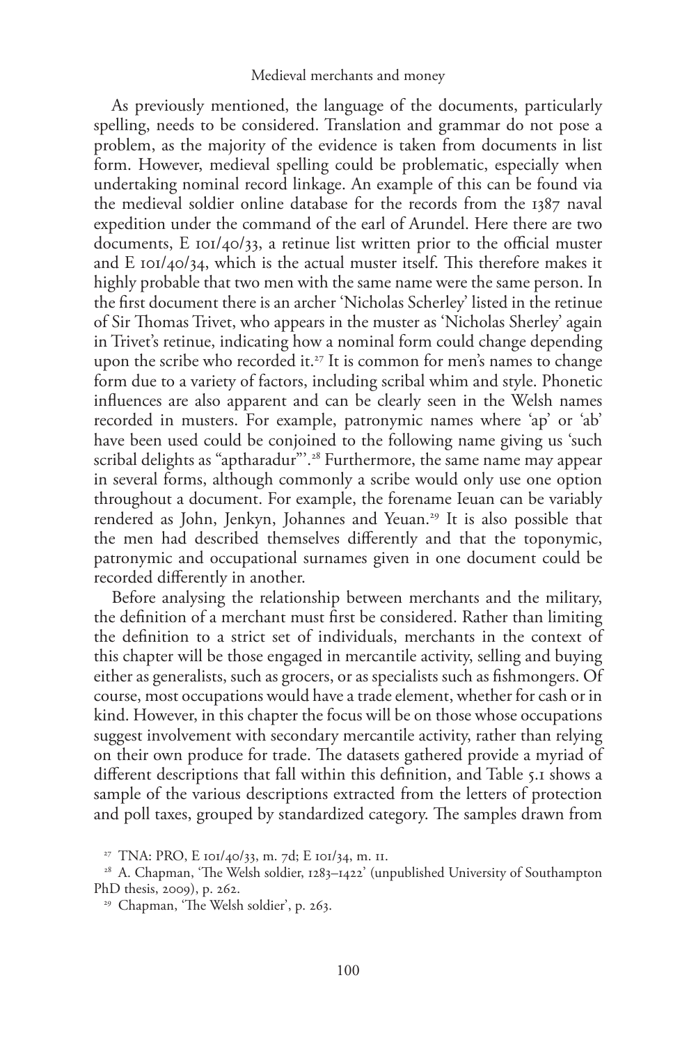As previously mentioned, the language of the documents, particularly spelling, needs to be considered. Translation and grammar do not pose a problem, as the majority of the evidence is taken from documents in list form. However, medieval spelling could be problematic, especially when undertaking nominal record linkage. An example of this can be found via the medieval soldier online database for the records from the 1387 naval expedition under the command of the earl of Arundel. Here there are two documents, E 101/40/33, a retinue list written prior to the official muster and E 101/40/34, which is the actual muster itself. This therefore makes it highly probable that two men with the same name were the same person. In the first document there is an archer 'Nicholas Scherley' listed in the retinue of Sir Thomas Trivet, who appears in the muster as 'Nicholas Sherley' again in Trivet's retinue, indicating how a nominal form could change depending upon the scribe who recorded it.[27] It is common for men's names to change form due to a variety of factors, including scribal whim and style. Phonetic influences are also apparent and can be clearly seen in the Welsh names recorded in musters. For example, patronymic names where 'ap' or 'ab' have been used could be conjoined to the following name giving us 'such scribal delights as "aptharadur"'.[28] Furthermore, the same name may appear in several forms, although commonly a scribe would only use one option throughout a document. For example, the forename Ieuan can be variably rendered as John, Jenkyn, Johannes and Yeuan.[29] It is also possible that the men had described themselves differently and that the toponymic, patronymic and occupational surnames given in one document could be recorded differently in another.

Before analysing the relationship between merchants and the military, the definition of a merchant must first be considered. Rather than limiting the definition to a strict set of individuals, merchants in the context of this chapter will be those engaged in mercantile activity, selling and buying either as generalists, such as grocers, or as specialists such as fishmongers. Of course, most occupations would have a trade element, whether for cash or in kind. However, in this chapter the focus will be on those whose occupations suggest involvement with secondary mercantile activity, rather than relying on their own produce for trade. The datasets gathered provide a myriad of different descriptions that fall within this definition, and Table 5.1 shows a sample of the various descriptions extracted from the letters of protection and poll taxes, grouped by standardized category. The samples drawn from

[27] TNA: PRO, E 101/40/33, m. 7d; E 101/34, m. 11.

[28] A. Chapman, 'The Welsh soldier, 1283–1422' (unpublished University of Southampton PhD thesis, 2009), p. 262.

[29] Chapman, 'The Welsh soldier', p. 263.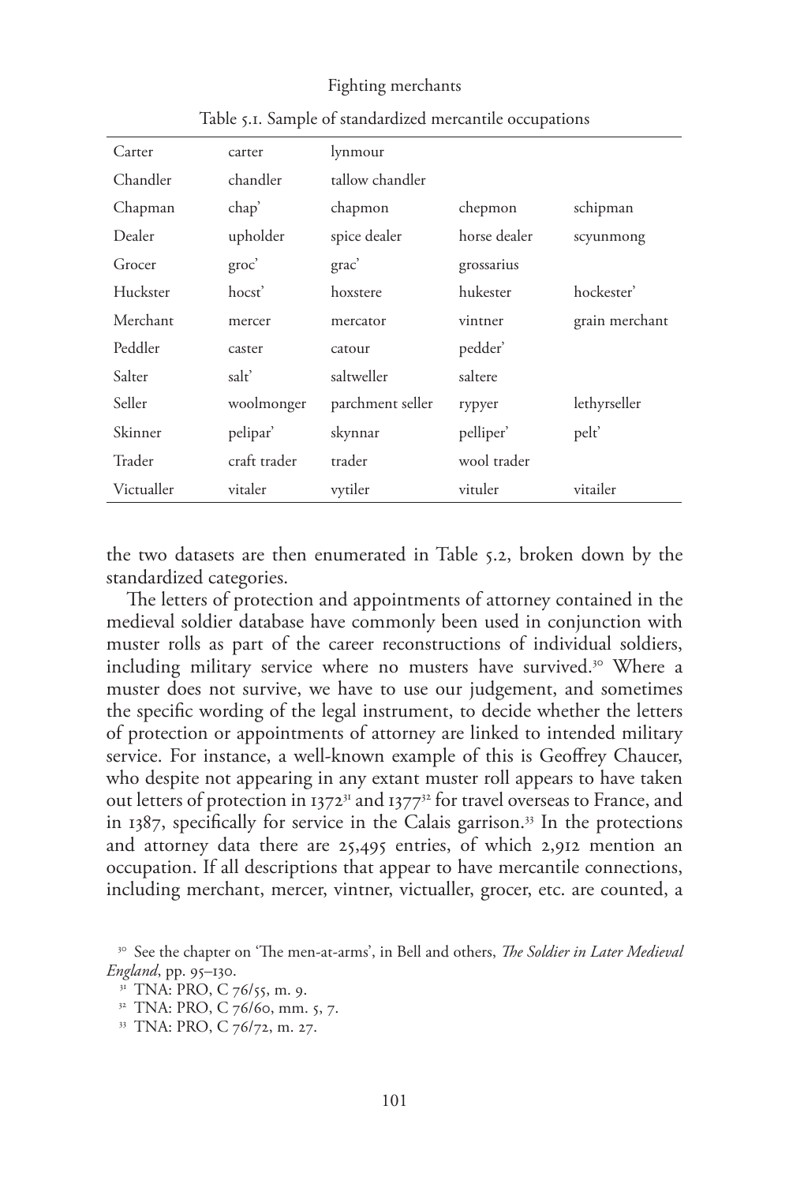Table 5.1. Sample of standardized mercantile occupations

| | | | | |
|---|---|---|---|---|
| Carter | carter | lynmour | | |
| Chandler | chandler | tallow chandler | | |
| Chapman | chap' | chapmon | chepmon | schipman |
| Dealer | upholder | spice dealer | horse dealer | scyunmong |
| Grocer | groc' | grac' | grossarius | |
| Huckster | hocst' | hoxstere | hukester | hockester' |
| Merchant | mercer | mercator | vintner | grain merchant |
| Peddler | caster | catour | pedder' | |
| Salter | salt' | saltweller | saltere | |
| Seller | woolmonger | parchment seller | rypyer | lethyrseller |
| Skinner | pelipar' | skynnar | pelliper' | pelt' |
| Trader | craft trader | trader | wool trader | |
| Victualler | vitaler | vytiler | vituler | vitailer |

the two datasets are then enumerated in Table 5.2, broken down by the standardized categories.

The letters of protection and appointments of attorney contained in the medieval soldier database have commonly been used in conjunction with muster rolls as part of the career reconstructions of individual soldiers, including military service where no musters have survived.[30] Where a muster does not survive, we have to use our judgement, and sometimes the specific wording of the legal instrument, to decide whether the letters of protection or appointments of attorney are linked to intended military service. For instance, a well-known example of this is Geoffrey Chaucer, who despite not appearing in any extant muster roll appears to have taken out letters of protection in 1372[31] and 1377[32] for travel overseas to France, and in 1387, specifically for service in the Calais garrison.[33] In the protections and attorney data there are 25,495 entries, of which 2,912 mention an occupation. If all descriptions that appear to have mercantile connections, including merchant, mercer, vintner, victualler, grocer, etc. are counted, a

[30] See the chapter on 'The men-at-arms', in Bell and others, *The Soldier in Later Medieval England*, pp. 95–130.

[31] TNA: PRO, C 76/55, m. 9.

[32] TNA: PRO, C 76/60, mm. 5, 7.

[33] TNA: PRO, C 76/72, m. 27.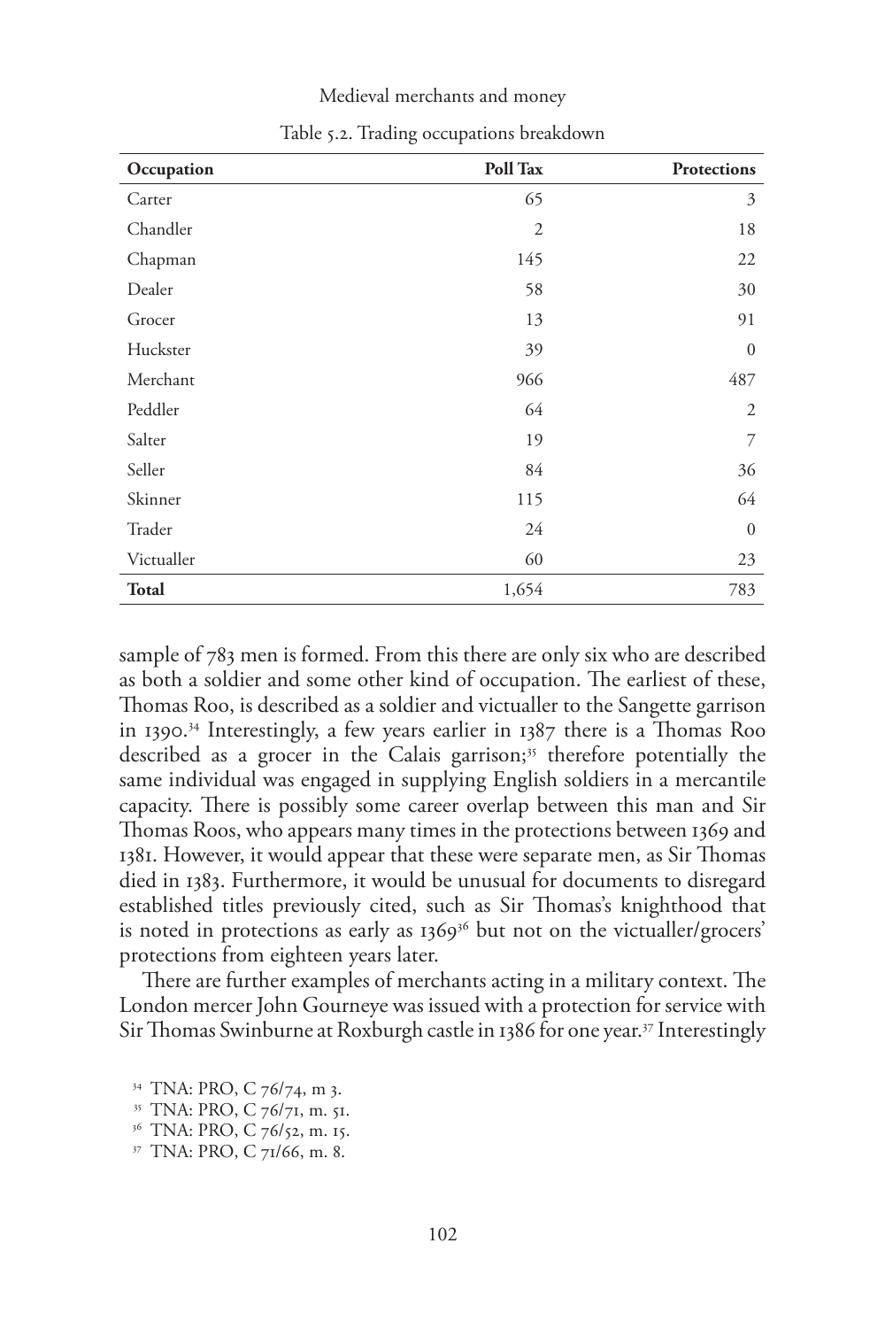Table 5.2. Trading occupations breakdown

| Occupation | Poll Tax | Protections |
| --- | --- | --- |
| Carter | 65 | 3 |
| Chandler | 2 | 18 |
| Chapman | 145 | 22 |
| Dealer | 58 | 30 |
| Grocer | 13 | 91 |
| Huckster | 39 | 0 |
| Merchant | 966 | 487 |
| Peddler | 64 | 2 |
| Salter | 19 | 7 |
| Seller | 84 | 36 |
| Skinner | 115 | 64 |
| Trader | 24 | 0 |
| Victualler | 60 | 23 |
| **Total** | 1,654 | 783 |

sample of 783 men is formed. From this there are only six who are described as both a soldier and some other kind of occupation. The earliest of these, Thomas Roo, is described as a soldier and victualler to the Sangette garrison in 1390.[34] Interestingly, a few years earlier in 1387 there is a Thomas Roo described as a grocer in the Calais garrison;[35] therefore potentially the same individual was engaged in supplying English soldiers in a mercantile capacity. There is possibly some career overlap between this man and Sir Thomas Roos, who appears many times in the protections between 1369 and 1381. However, it would appear that these were separate men, as Sir Thomas died in 1383. Furthermore, it would be unusual for documents to disregard established titles previously cited, such as Sir Thomas's knighthood that is noted in protections as early as 1369[36] but not on the victualler/grocers' protections from eighteen years later.

There are further examples of merchants acting in a military context. The London mercer John Gourneye was issued with a protection for service with Sir Thomas Swinburne at Roxburgh castle in 1386 for one year.[37] Interestingly

[34] TNA: PRO, C 76/74, m 3.
[35] TNA: PRO, C 76/71, m. 51.
[36] TNA: PRO, C 76/52, m. 15.
[37] TNA: PRO, C 71/66, m. 8.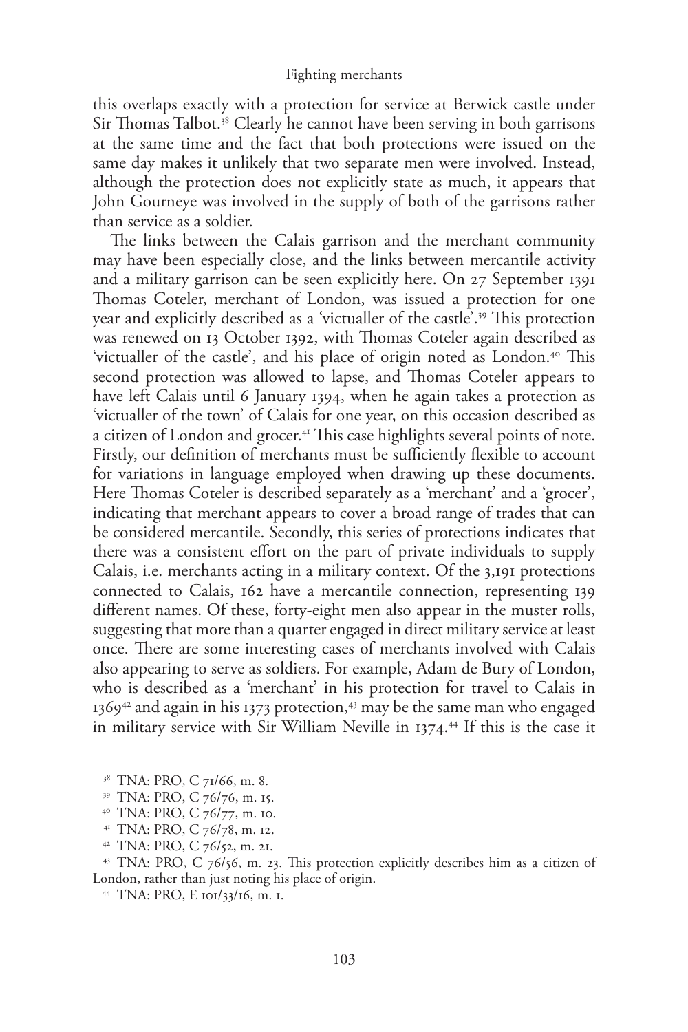this overlaps exactly with a protection for service at Berwick castle under Sir Thomas Talbot.[38] Clearly he cannot have been serving in both garrisons at the same time and the fact that both protections were issued on the same day makes it unlikely that two separate men were involved. Instead, although the protection does not explicitly state as much, it appears that John Gourneye was involved in the supply of both of the garrisons rather than service as a soldier.

The links between the Calais garrison and the merchant community may have been especially close, and the links between mercantile activity and a military garrison can be seen explicitly here. On 27 September 1391 Thomas Coteler, merchant of London, was issued a protection for one year and explicitly described as a 'victualler of the castle'.[39] This protection was renewed on 13 October 1392, with Thomas Coteler again described as 'victualler of the castle', and his place of origin noted as London.[40] This second protection was allowed to lapse, and Thomas Coteler appears to have left Calais until 6 January 1394, when he again takes a protection as 'victualler of the town' of Calais for one year, on this occasion described as a citizen of London and grocer.[41] This case highlights several points of note. Firstly, our definition of merchants must be sufficiently flexible to account for variations in language employed when drawing up these documents. Here Thomas Coteler is described separately as a 'merchant' and a 'grocer', indicating that merchant appears to cover a broad range of trades that can be considered mercantile. Secondly, this series of protections indicates that there was a consistent effort on the part of private individuals to supply Calais, i.e. merchants acting in a military context. Of the 3,191 protections connected to Calais, 162 have a mercantile connection, representing 139 different names. Of these, forty-eight men also appear in the muster rolls, suggesting that more than a quarter engaged in direct military service at least once. There are some interesting cases of merchants involved with Calais also appearing to serve as soldiers. For example, Adam de Bury of London, who is described as a 'merchant' in his protection for travel to Calais in 1369[42] and again in his 1373 protection,[43] may be the same man who engaged in military service with Sir William Neville in 1374.[44] If this is the case it

[38] TNA: PRO, C 71/66, m. 8.

[39] TNA: PRO, C 76/76, m. 15.

[40] TNA: PRO, C 76/77, m. 10.

[41] TNA: PRO, C 76/78, m. 12.

[42] TNA: PRO, C 76/52, m. 21.

[43] TNA: PRO, C 76/56, m. 23. This protection explicitly describes him as a citizen of London, rather than just noting his place of origin.

[44] TNA: PRO, E 101/33/16, m. 1.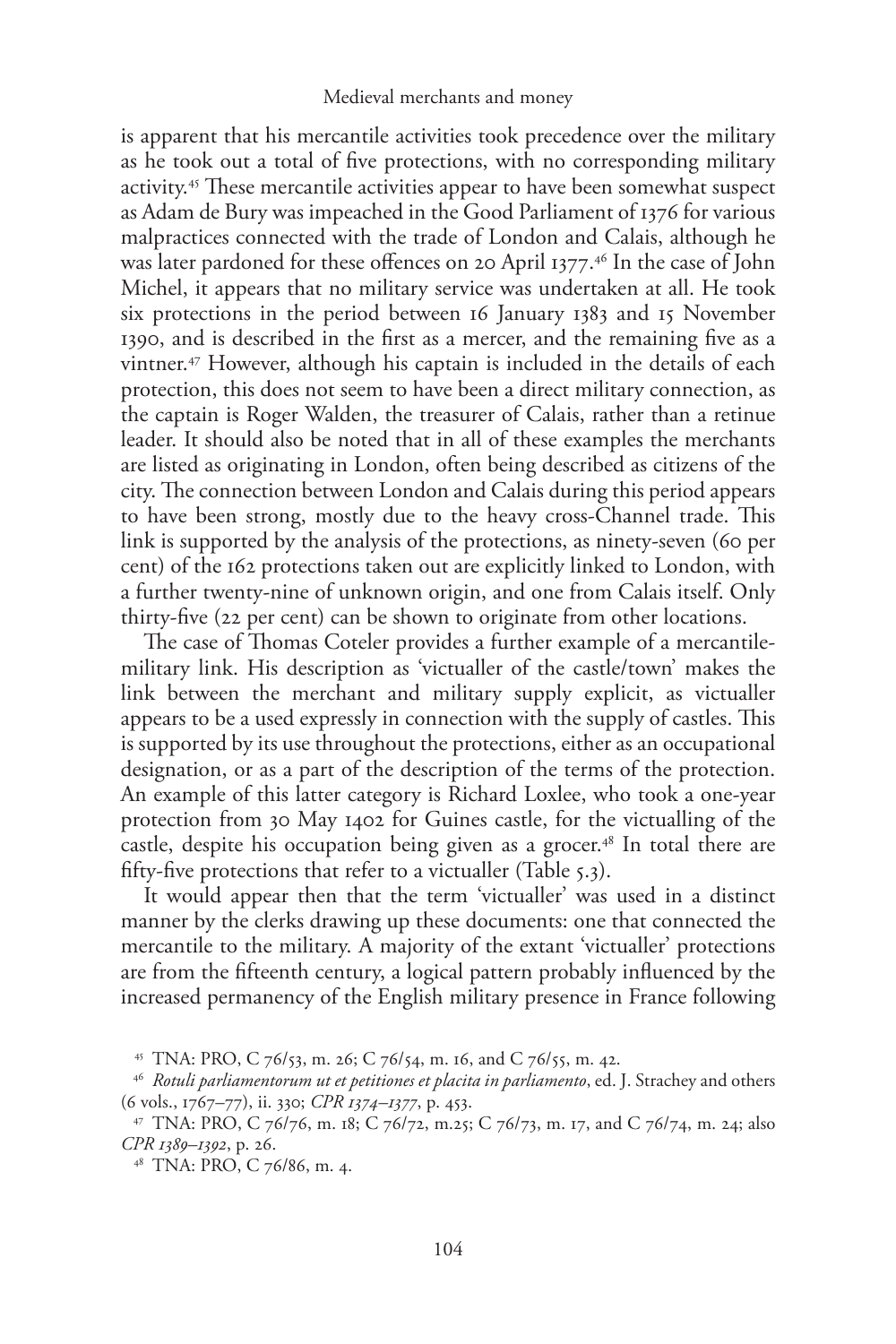is apparent that his mercantile activities took precedence over the military as he took out a total of five protections, with no corresponding military activity.[45] These mercantile activities appear to have been somewhat suspect as Adam de Bury was impeached in the Good Parliament of 1376 for various malpractices connected with the trade of London and Calais, although he was later pardoned for these offences on 20 April 1377.[46] In the case of John Michel, it appears that no military service was undertaken at all. He took six protections in the period between 16 January 1383 and 15 November 1390, and is described in the first as a mercer, and the remaining five as a vintner.[47] However, although his captain is included in the details of each protection, this does not seem to have been a direct military connection, as the captain is Roger Walden, the treasurer of Calais, rather than a retinue leader. It should also be noted that in all of these examples the merchants are listed as originating in London, often being described as citizens of the city. The connection between London and Calais during this period appears to have been strong, mostly due to the heavy cross-Channel trade. This link is supported by the analysis of the protections, as ninety-seven (60 per cent) of the 162 protections taken out are explicitly linked to London, with a further twenty-nine of unknown origin, and one from Calais itself. Only thirty-five (22 per cent) can be shown to originate from other locations.

The case of Thomas Coteler provides a further example of a mercantile-military link. His description as 'victualler of the castle/town' makes the link between the merchant and military supply explicit, as victualler appears to be a used expressly in connection with the supply of castles. This is supported by its use throughout the protections, either as an occupational designation, or as a part of the description of the terms of the protection. An example of this latter category is Richard Loxlee, who took a one-year protection from 30 May 1402 for Guines castle, for the victualling of the castle, despite his occupation being given as a grocer.[48] In total there are fifty-five protections that refer to a victualler (Table 5.3).

It would appear then that the term 'victualler' was used in a distinct manner by the clerks drawing up these documents: one that connected the mercantile to the military. A majority of the extant 'victualler' protections are from the fifteenth century, a logical pattern probably influenced by the increased permanency of the English military presence in France following

[45] TNA: PRO, C 76/53, m. 26; C 76/54, m. 16, and C 76/55, m. 42.

[46] *Rotuli parliamentorum ut et petitiones et placita in parliamento*, ed. J. Strachey and others (6 vols., 1767–77), ii. 330; *CPR 1374–1377*, p. 453.

[47] TNA: PRO, C 76/76, m. 18; C 76/72, m.25; C 76/73, m. 17, and C 76/74, m. 24; also *CPR 1389–1392*, p. 26.

[48] TNA: PRO, C 76/86, m. 4.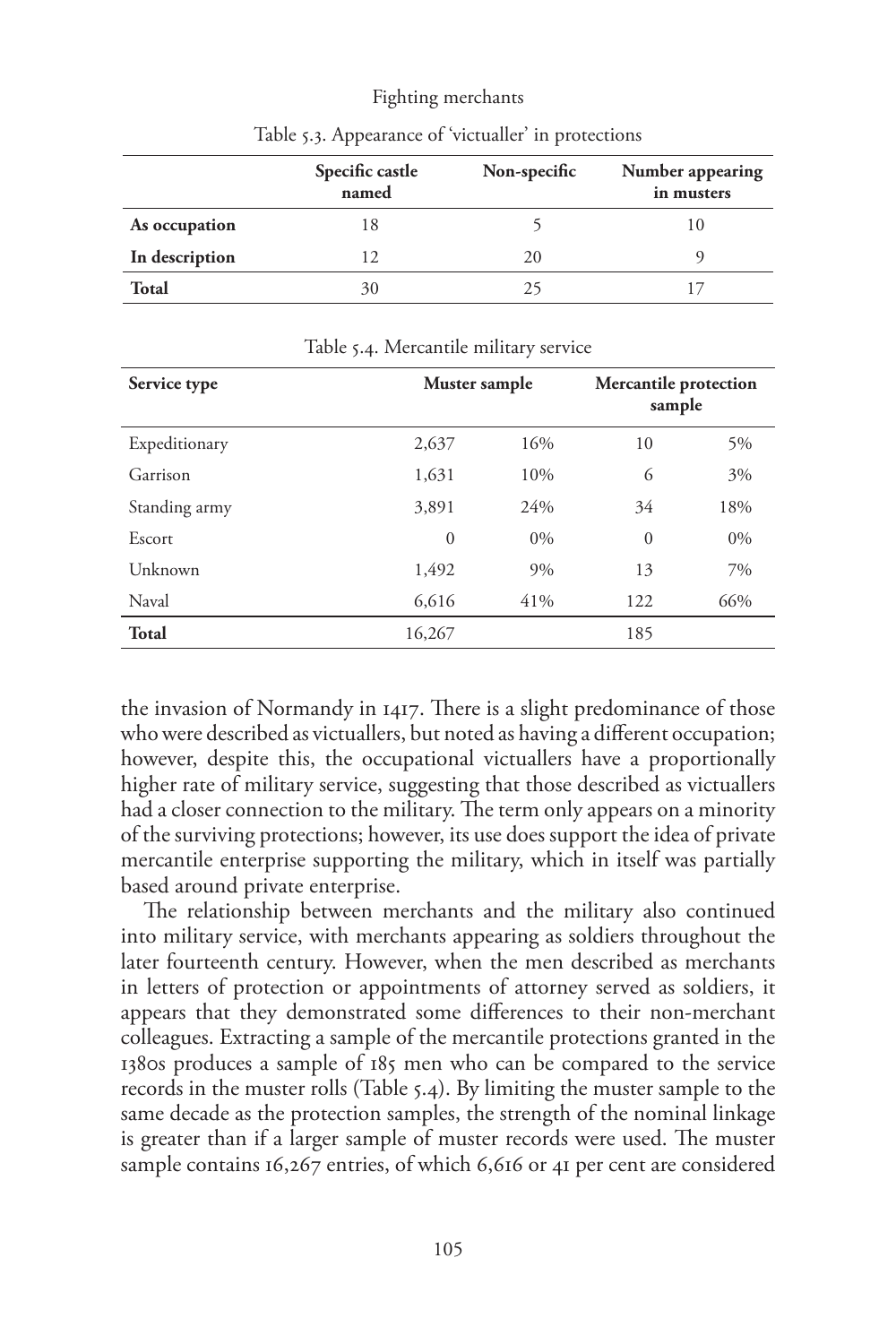Table 5.3. Appearance of 'victualler' in protections

| | Specific castle named | Non-specific | Number appearing in musters |
|---|---|---|---|
| **As occupation** | 18 | 5 | 10 |
| **In description** | 12 | 20 | 9 |
| **Total** | 30 | 25 | 17 |

Table 5.4. Mercantile military service

| Service type | Muster sample | | Mercantile protection sample | |
|---|---|---|---|---|
| Expeditionary | 2,637 | 16% | 10 | 5% |
| Garrison | 1,631 | 10% | 6 | 3% |
| Standing army | 3,891 | 24% | 34 | 18% |
| Escort | 0 | 0% | 0 | 0% |
| Unknown | 1,492 | 9% | 13 | 7% |
| Naval | 6,616 | 41% | 122 | 66% |
| **Total** | 16,267 | | 185 | |

the invasion of Normandy in 1417. There is a slight predominance of those who were described as victuallers, but noted as having a different occupation; however, despite this, the occupational victuallers have a proportionally higher rate of military service, suggesting that those described as victuallers had a closer connection to the military. The term only appears on a minority of the surviving protections; however, its use does support the idea of private mercantile enterprise supporting the military, which in itself was partially based around private enterprise.

The relationship between merchants and the military also continued into military service, with merchants appearing as soldiers throughout the later fourteenth century. However, when the men described as merchants in letters of protection or appointments of attorney served as soldiers, it appears that they demonstrated some differences to their non-merchant colleagues. Extracting a sample of the mercantile protections granted in the 1380s produces a sample of 185 men who can be compared to the service records in the muster rolls (Table 5.4). By limiting the muster sample to the same decade as the protection samples, the strength of the nominal linkage is greater than if a larger sample of muster records were used. The muster sample contains 16,267 entries, of which 6,616 or 41 per cent are considered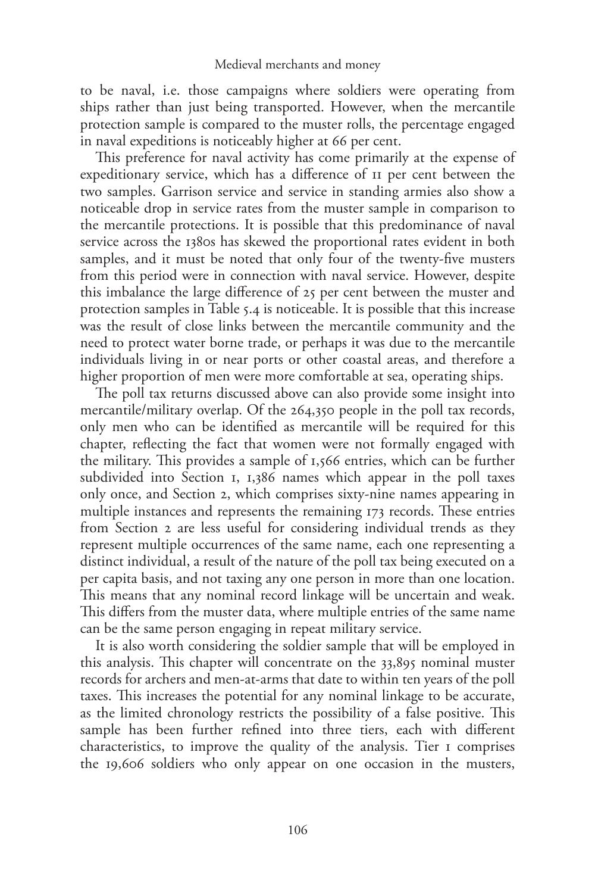to be naval, i.e. those campaigns where soldiers were operating from ships rather than just being transported. However, when the mercantile protection sample is compared to the muster rolls, the percentage engaged in naval expeditions is noticeably higher at 66 per cent.

This preference for naval activity has come primarily at the expense of expeditionary service, which has a difference of 11 per cent between the two samples. Garrison service and service in standing armies also show a noticeable drop in service rates from the muster sample in comparison to the mercantile protections. It is possible that this predominance of naval service across the 1380s has skewed the proportional rates evident in both samples, and it must be noted that only four of the twenty-five musters from this period were in connection with naval service. However, despite this imbalance the large difference of 25 per cent between the muster and protection samples in Table 5.4 is noticeable. It is possible that this increase was the result of close links between the mercantile community and the need to protect water borne trade, or perhaps it was due to the mercantile individuals living in or near ports or other coastal areas, and therefore a higher proportion of men were more comfortable at sea, operating ships.

The poll tax returns discussed above can also provide some insight into mercantile/military overlap. Of the 264,350 people in the poll tax records, only men who can be identified as mercantile will be required for this chapter, reflecting the fact that women were not formally engaged with the military. This provides a sample of 1,566 entries, which can be further subdivided into Section 1, 1,386 names which appear in the poll taxes only once, and Section 2, which comprises sixty-nine names appearing in multiple instances and represents the remaining 173 records. These entries from Section 2 are less useful for considering individual trends as they represent multiple occurrences of the same name, each one representing a distinct individual, a result of the nature of the poll tax being executed on a per capita basis, and not taxing any one person in more than one location. This means that any nominal record linkage will be uncertain and weak. This differs from the muster data, where multiple entries of the same name can be the same person engaging in repeat military service.

It is also worth considering the soldier sample that will be employed in this analysis. This chapter will concentrate on the 33,895 nominal muster records for archers and men-at-arms that date to within ten years of the poll taxes. This increases the potential for any nominal linkage to be accurate, as the limited chronology restricts the possibility of a false positive. This sample has been further refined into three tiers, each with different characteristics, to improve the quality of the analysis. Tier 1 comprises the 19,606 soldiers who only appear on one occasion in the musters,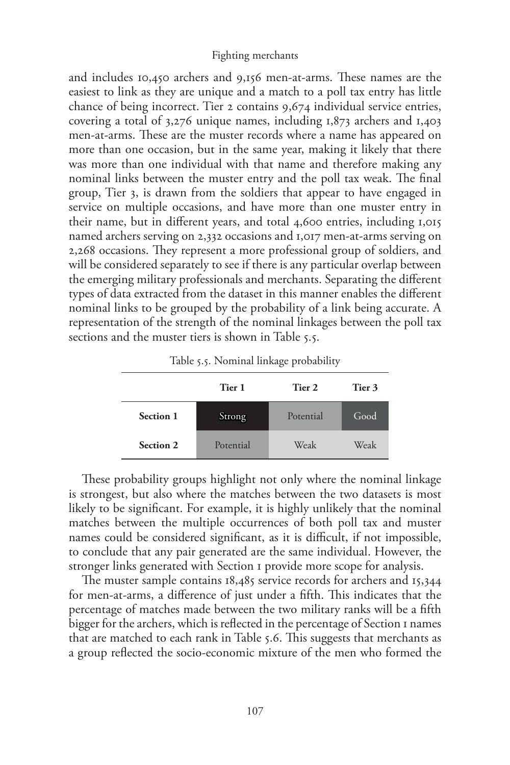and includes 10,450 archers and 9,156 men-at-arms. These names are the easiest to link as they are unique and a match to a poll tax entry has little chance of being incorrect. Tier 2 contains 9,674 individual service entries, covering a total of 3,276 unique names, including 1,873 archers and 1,403 men-at-arms. These are the muster records where a name has appeared on more than one occasion, but in the same year, making it likely that there was more than one individual with that name and therefore making any nominal links between the muster entry and the poll tax weak. The final group, Tier 3, is drawn from the soldiers that appear to have engaged in service on multiple occasions, and have more than one muster entry in their name, but in different years, and total 4,600 entries, including 1,015 named archers serving on 2,332 occasions and 1,017 men-at-arms serving on 2,268 occasions. They represent a more professional group of soldiers, and will be considered separately to see if there is any particular overlap between the emerging military professionals and merchants. Separating the different types of data extracted from the dataset in this manner enables the different nominal links to be grouped by the probability of a link being accurate. A representation of the strength of the nominal linkages between the poll tax sections and the muster tiers is shown in Table 5.5.

Table 5.5. Nominal linkage probability

| | Tier 1 | Tier 2 | Tier 3 |
|---|---|---|---|
| **Section 1** | Strong | Potential | Good |
| **Section 2** | Potential | Weak | Weak |

These probability groups highlight not only where the nominal linkage is strongest, but also where the matches between the two datasets is most likely to be significant. For example, it is highly unlikely that the nominal matches between the multiple occurrences of both poll tax and muster names could be considered significant, as it is difficult, if not impossible, to conclude that any pair generated are the same individual. However, the stronger links generated with Section 1 provide more scope for analysis.

The muster sample contains 18,485 service records for archers and 15,344 for men-at-arms, a difference of just under a fifth. This indicates that the percentage of matches made between the two military ranks will be a fifth bigger for the archers, which is reflected in the percentage of Section 1 names that are matched to each rank in Table 5.6. This suggests that merchants as a group reflected the socio-economic mixture of the men who formed the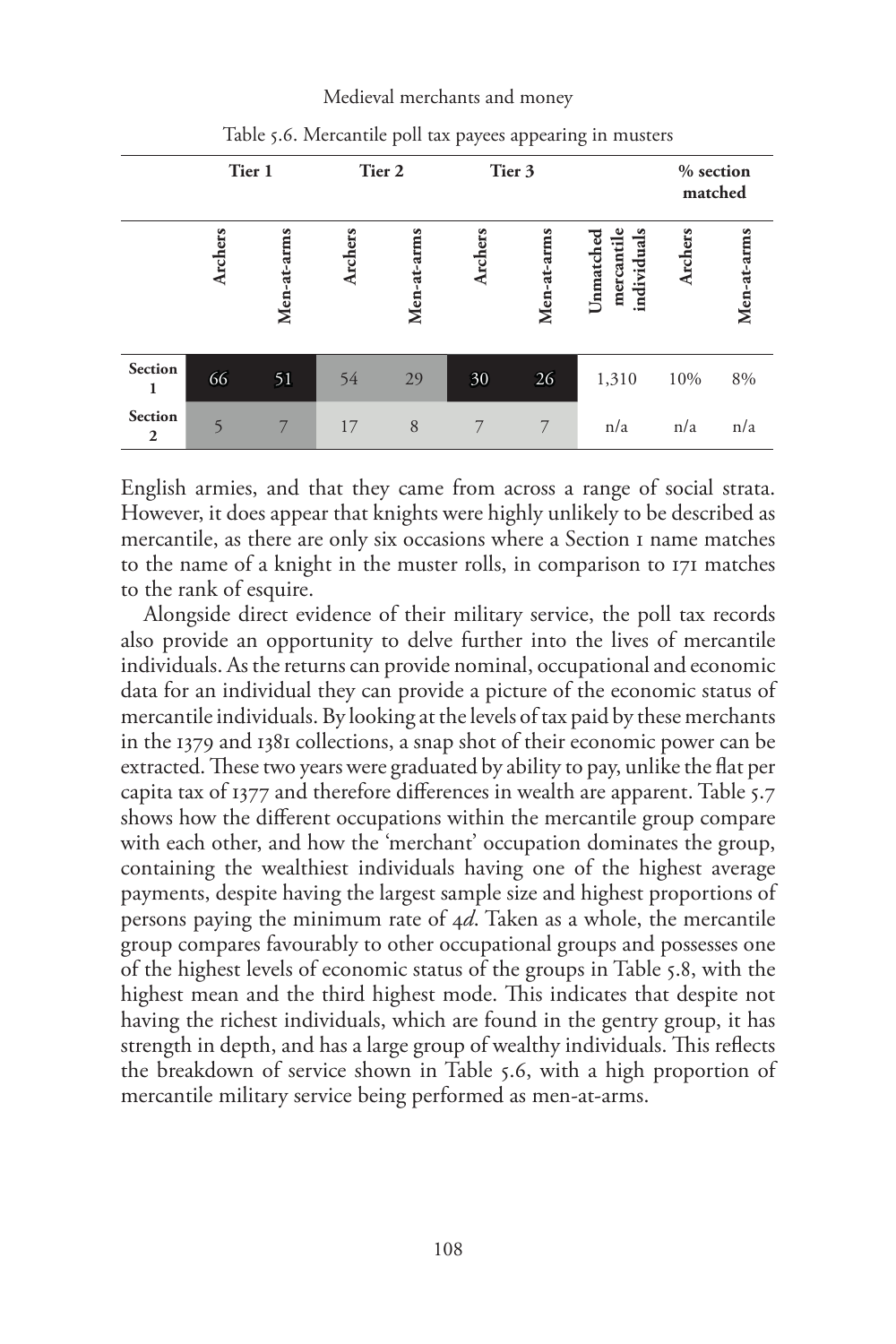Table 5.6. Mercantile poll tax payees appearing in musters

| | Tier 1 | | Tier 2 | | Tier 3 | | | % section matched | |
|---|---|---|---|---|---|---|---|---|---|
| | Archers | Men-at-arms | Archers | Men-at-arms | Archers | Men-at-arms | Unmatched mercantile individuals | Archers | Men-at-arms |
| Section 1 | 66 | 51 | 54 | 29 | 30 | 26 | 1,310 | 10% | 8% |
| Section 2 | 5 | 7 | 17 | 8 | 7 | 7 | n/a | n/a | n/a |

English armies, and that they came from across a range of social strata. However, it does appear that knights were highly unlikely to be described as mercantile, as there are only six occasions where a Section 1 name matches to the name of a knight in the muster rolls, in comparison to 171 matches to the rank of esquire.

Alongside direct evidence of their military service, the poll tax records also provide an opportunity to delve further into the lives of mercantile individuals. As the returns can provide nominal, occupational and economic data for an individual they can provide a picture of the economic status of mercantile individuals. By looking at the levels of tax paid by these merchants in the 1379 and 1381 collections, a snap shot of their economic power can be extracted. These two years were graduated by ability to pay, unlike the flat per capita tax of 1377 and therefore differences in wealth are apparent. Table 5.7 shows how the different occupations within the mercantile group compare with each other, and how the 'merchant' occupation dominates the group, containing the wealthiest individuals having one of the highest average payments, despite having the largest sample size and highest proportions of persons paying the minimum rate of 4*d*. Taken as a whole, the mercantile group compares favourably to other occupational groups and possesses one of the highest levels of economic status of the groups in Table 5.8, with the highest mean and the third highest mode. This indicates that despite not having the richest individuals, which are found in the gentry group, it has strength in depth, and has a large group of wealthy individuals. This reflects the breakdown of service shown in Table 5.6, with a high proportion of mercantile military service being performed as men-at-arms.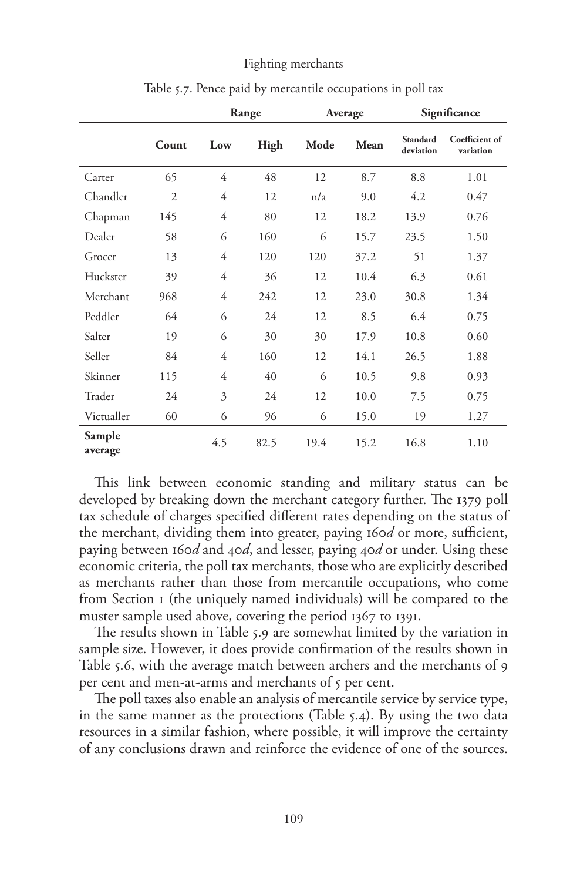Table 5.7. Pence paid by mercantile occupations in poll tax

| | | Range | | Average | | Significance | |
|---|---|---|---|---|---|---|---|
| | **Count** | **Low** | **High** | **Mode** | **Mean** | **Standard deviation** | **Coefficient of variation** |
| Carter | 65 | 4 | 48 | 12 | 8.7 | 8.8 | 1.01 |
| Chandler | 2 | 4 | 12 | n/a | 9.0 | 4.2 | 0.47 |
| Chapman | 145 | 4 | 80 | 12 | 18.2 | 13.9 | 0.76 |
| Dealer | 58 | 6 | 160 | 6 | 15.7 | 23.5 | 1.50 |
| Grocer | 13 | 4 | 120 | 120 | 37.2 | 51 | 1.37 |
| Huckster | 39 | 4 | 36 | 12 | 10.4 | 6.3 | 0.61 |
| Merchant | 968 | 4 | 242 | 12 | 23.0 | 30.8 | 1.34 |
| Peddler | 64 | 6 | 24 | 12 | 8.5 | 6.4 | 0.75 |
| Salter | 19 | 6 | 30 | 30 | 17.9 | 10.8 | 0.60 |
| Seller | 84 | 4 | 160 | 12 | 14.1 | 26.5 | 1.88 |
| Skinner | 115 | 4 | 40 | 6 | 10.5 | 9.8 | 0.93 |
| Trader | 24 | 3 | 24 | 12 | 10.0 | 7.5 | 0.75 |
| Victualler | 60 | 6 | 96 | 6 | 15.0 | 19 | 1.27 |
| **Sample average** | | 4.5 | 82.5 | 19.4 | 15.2 | 16.8 | 1.10 |

This link between economic standing and military status can be developed by breaking down the merchant category further. The 1379 poll tax schedule of charges specified different rates depending on the status of the merchant, dividing them into greater, paying 160*d* or more, sufficient, paying between 160*d* and 40*d*, and lesser, paying 40*d* or under. Using these economic criteria, the poll tax merchants, those who are explicitly described as merchants rather than those from mercantile occupations, who come from Section 1 (the uniquely named individuals) will be compared to the muster sample used above, covering the period 1367 to 1391.

The results shown in Table 5.9 are somewhat limited by the variation in sample size. However, it does provide confirmation of the results shown in Table 5.6, with the average match between archers and the merchants of 9 per cent and men-at-arms and merchants of 5 per cent.

The poll taxes also enable an analysis of mercantile service by service type, in the same manner as the protections (Table 5.4). By using the two data resources in a similar fashion, where possible, it will improve the certainty of any conclusions drawn and reinforce the evidence of one of the sources.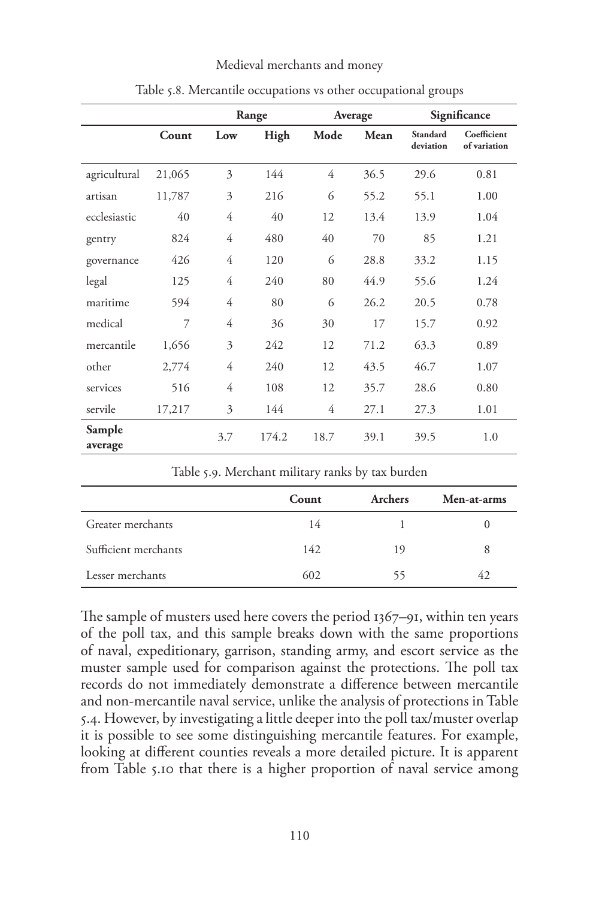Table 5.8. Mercantile occupations vs other occupational groups

| | | Range | | Average | | Significance | |
|---|---|---|---|---|---|---|---|
| | **Count** | **Low** | **High** | **Mode** | **Mean** | **Standard deviation** | **Coefficient of variation** |
| agricultural | 21,065 | 3 | 144 | 4 | 36.5 | 29.6 | 0.81 |
| artisan | 11,787 | 3 | 216 | 6 | 55.2 | 55.1 | 1.00 |
| ecclesiastic | 40 | 4 | 40 | 12 | 13.4 | 13.9 | 1.04 |
| gentry | 824 | 4 | 480 | 40 | 70 | 85 | 1.21 |
| governance | 426 | 4 | 120 | 6 | 28.8 | 33.2 | 1.15 |
| legal | 125 | 4 | 240 | 80 | 44.9 | 55.6 | 1.24 |
| maritime | 594 | 4 | 80 | 6 | 26.2 | 20.5 | 0.78 |
| medical | 7 | 4 | 36 | 30 | 17 | 15.7 | 0.92 |
| mercantile | 1,656 | 3 | 242 | 12 | 71.2 | 63.3 | 0.89 |
| other | 2,774 | 4 | 240 | 12 | 43.5 | 46.7 | 1.07 |
| services | 516 | 4 | 108 | 12 | 35.7 | 28.6 | 0.80 |
| servile | 17,217 | 3 | 144 | 4 | 27.1 | 27.3 | 1.01 |
| **Sample average** | | 3.7 | 174.2 | 18.7 | 39.1 | 39.5 | 1.0 |

Table 5.9. Merchant military ranks by tax burden

| | Count | Archers | Men-at-arms |
|---|---|---|---|
| Greater merchants | 14 | 1 | 0 |
| Sufficient merchants | 142 | 19 | 8 |
| Lesser merchants | 602 | 55 | 42 |

The sample of musters used here covers the period 1367–91, within ten years of the poll tax, and this sample breaks down with the same proportions of naval, expeditionary, garrison, standing army, and escort service as the muster sample used for comparison against the protections. The poll tax records do not immediately demonstrate a difference between mercantile and non-mercantile naval service, unlike the analysis of protections in Table 5.4. However, by investigating a little deeper into the poll tax/muster overlap it is possible to see some distinguishing mercantile features. For example, looking at different counties reveals a more detailed picture. It is apparent from Table 5.10 that there is a higher proportion of naval service among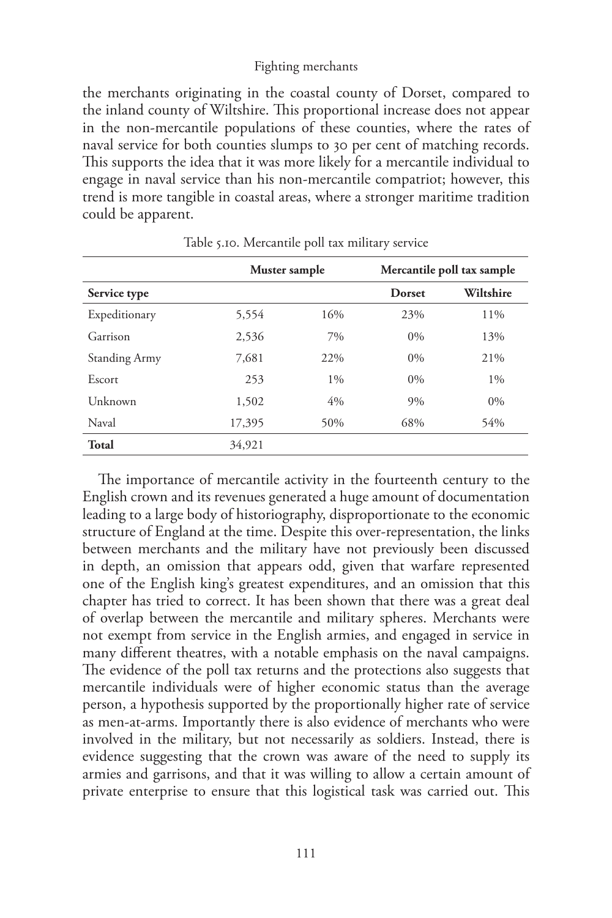the merchants originating in the coastal county of Dorset, compared to the inland county of Wiltshire. This proportional increase does not appear in the non-mercantile populations of these counties, where the rates of naval service for both counties slumps to 30 per cent of matching records. This supports the idea that it was more likely for a mercantile individual to engage in naval service than his non-mercantile compatriot; however, this trend is more tangible in coastal areas, where a stronger maritime tradition could be apparent.

Table 5.10. Mercantile poll tax military service

| | Muster sample | | Mercantile poll tax sample | |
|---|---|---|---|---|
| **Service type** | | | **Dorset** | **Wiltshire** |
| Expeditionary | 5,554 | 16% | 23% | 11% |
| Garrison | 2,536 | 7% | 0% | 13% |
| Standing Army | 7,681 | 22% | 0% | 21% |
| Escort | 253 | 1% | 0% | 1% |
| Unknown | 1,502 | 4% | 9% | 0% |
| Naval | 17,395 | 50% | 68% | 54% |
| **Total** | 34,921 | | | |

The importance of mercantile activity in the fourteenth century to the English crown and its revenues generated a huge amount of documentation leading to a large body of historiography, disproportionate to the economic structure of England at the time. Despite this over-representation, the links between merchants and the military have not previously been discussed in depth, an omission that appears odd, given that warfare represented one of the English king's greatest expenditures, and an omission that this chapter has tried to correct. It has been shown that there was a great deal of overlap between the mercantile and military spheres. Merchants were not exempt from service in the English armies, and engaged in service in many different theatres, with a notable emphasis on the naval campaigns. The evidence of the poll tax returns and the protections also suggests that mercantile individuals were of higher economic status than the average person, a hypothesis supported by the proportionally higher rate of service as men-at-arms. Importantly there is also evidence of merchants who were involved in the military, but not necessarily as soldiers. Instead, there is evidence suggesting that the crown was aware of the need to supply its armies and garrisons, and that it was willing to allow a certain amount of private enterprise to ensure that this logistical task was carried out. This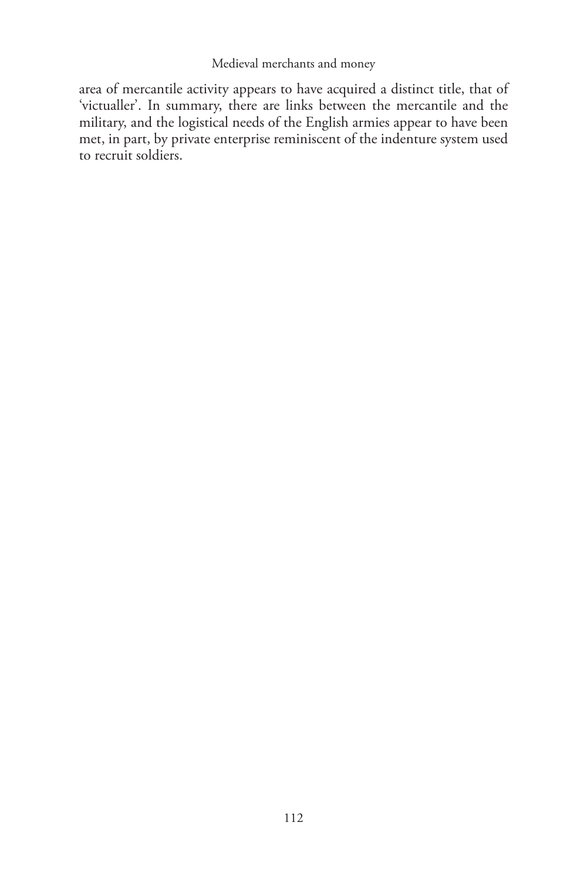area of mercantile activity appears to have acquired a distinct title, that of 'victualler'. In summary, there are links between the mercantile and the military, and the logistical needs of the English armies appear to have been met, in part, by private enterprise reminiscent of the indenture system used to recruit soldiers.